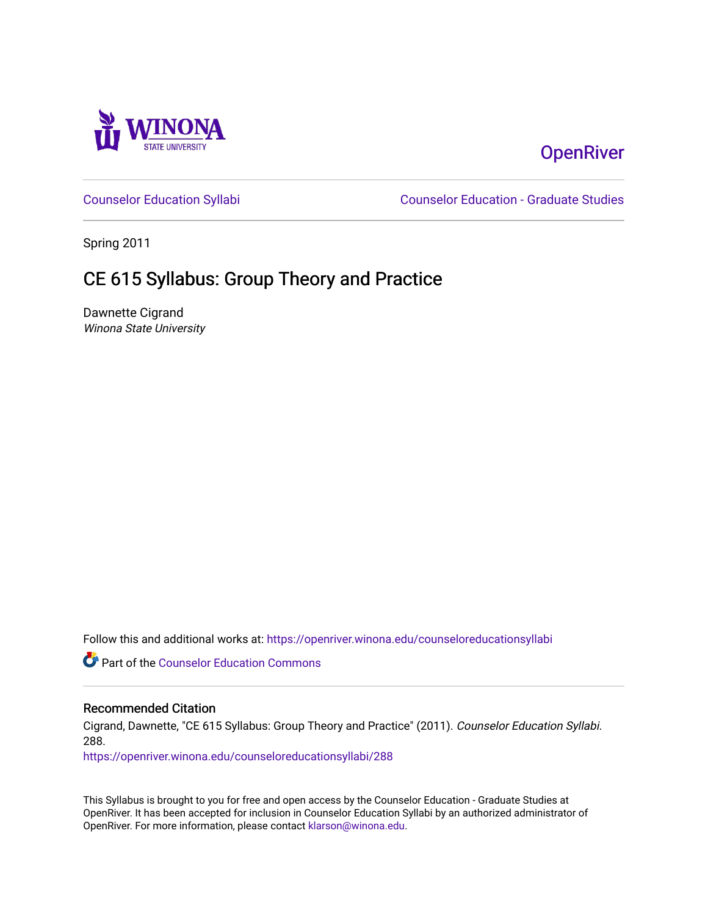Winona State University

OpenRiver

Counselor Education Syllabi | Counselor Education - Graduate Studies

Spring 2011

# CE 615 Syllabus: Group Theory and Practice

Dawnette Cigrand
*Winona State University*

Follow this and additional works at: https://openriver.winona.edu/counseloreducationsyllabi

Part of the Counselor Education Commons

## Recommended Citation

Cigrand, Dawnette, "CE 615 Syllabus: Group Theory and Practice" (2011). *Counselor Education Syllabi*. 288.
https://openriver.winona.edu/counseloreducationsyllabi/288

This Syllabus is brought to you for free and open access by the Counselor Education - Graduate Studies at OpenRiver. It has been accepted for inclusion in Counselor Education Syllabi by an authorized administrator of OpenRiver. For more information, please contact klarson@winona.edu.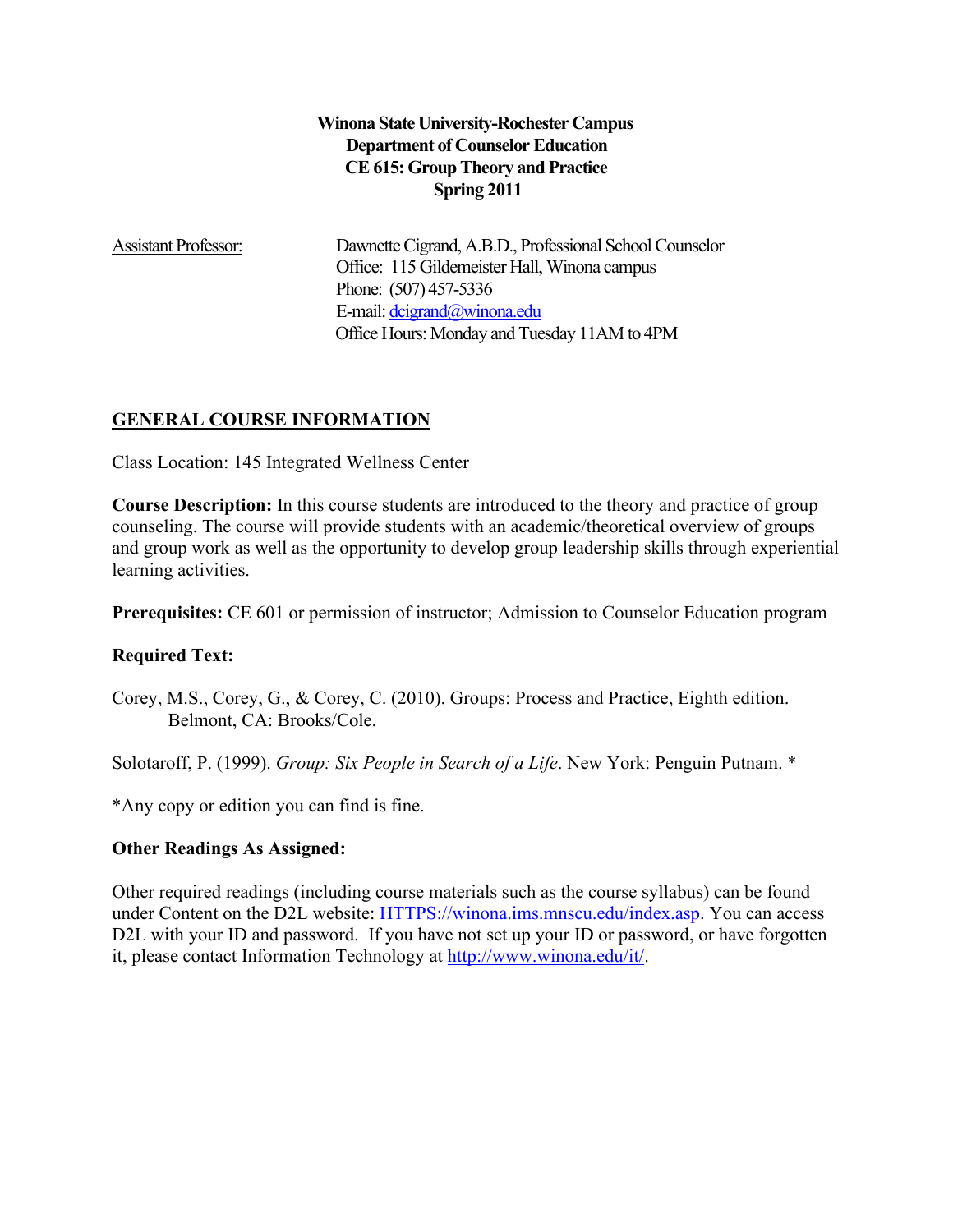**Winona State University-Rochester Campus**
**Department of Counselor Education**
**CE 615: Group Theory and Practice**
**Spring 2011**

Assistant Professor: Dawnette Cigrand, A.B.D., Professional School Counselor
Office: 115 Gildemeister Hall, Winona campus
Phone: (507) 457-5336
E-mail: dcigrand@winona.edu
Office Hours: Monday and Tuesday 11AM to 4PM

## GENERAL COURSE INFORMATION

Class Location: 145 Integrated Wellness Center

**Course Description:** In this course students are introduced to the theory and practice of group counseling. The course will provide students with an academic/theoretical overview of groups and group work as well as the opportunity to develop group leadership skills through experiential learning activities.

**Prerequisites:** CE 601 or permission of instructor; Admission to Counselor Education program

**Required Text:**

Corey, M.S., Corey, G., & Corey, C. (2010). Groups: Process and Practice, Eighth edition. Belmont, CA: Brooks/Cole.

Solotaroff, P. (1999). *Group: Six People in Search of a Life*. New York: Penguin Putnam. *

*Any copy or edition you can find is fine.

**Other Readings As Assigned:**

Other required readings (including course materials such as the course syllabus) can be found under Content on the D2L website: HTTPS://winona.ims.mnscu.edu/index.asp. You can access D2L with your ID and password. If you have not set up your ID or password, or have forgotten it, please contact Information Technology at http://www.winona.edu/it/.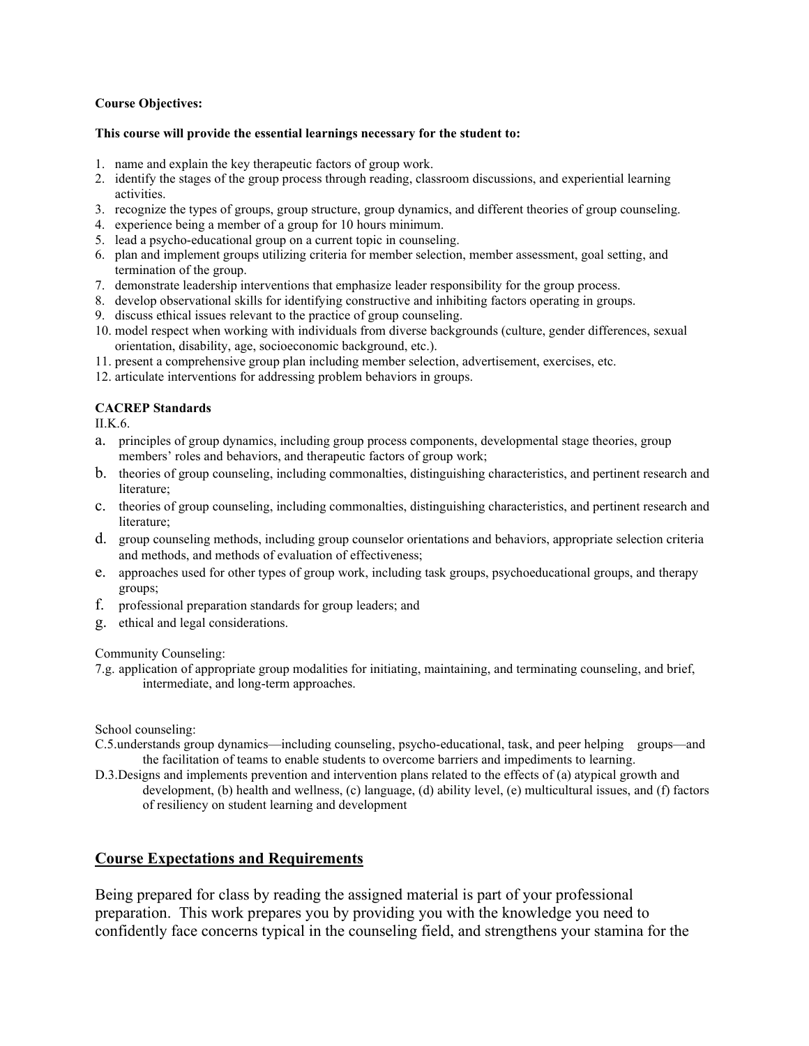**Course Objectives:**

**This course will provide the essential learnings necessary for the student to:**

1. name and explain the key therapeutic factors of group work.
2. identify the stages of the group process through reading, classroom discussions, and experiential learning activities.
3. recognize the types of groups, group structure, group dynamics, and different theories of group counseling.
4. experience being a member of a group for 10 hours minimum.
5. lead a psycho-educational group on a current topic in counseling.
6. plan and implement groups utilizing criteria for member selection, member assessment, goal setting, and termination of the group.
7. demonstrate leadership interventions that emphasize leader responsibility for the group process.
8. develop observational skills for identifying constructive and inhibiting factors operating in groups.
9. discuss ethical issues relevant to the practice of group counseling.
10. model respect when working with individuals from diverse backgrounds (culture, gender differences, sexual orientation, disability, age, socioeconomic background, etc.).
11. present a comprehensive group plan including member selection, advertisement, exercises, etc.
12. articulate interventions for addressing problem behaviors in groups.

**CACREP Standards**

II.K.6.

a. principles of group dynamics, including group process components, developmental stage theories, group members' roles and behaviors, and therapeutic factors of group work;
b. theories of group counseling, including commonalties, distinguishing characteristics, and pertinent research and literature;
c. theories of group counseling, including commonalties, distinguishing characteristics, and pertinent research and literature;
d. group counseling methods, including group counselor orientations and behaviors, appropriate selection criteria and methods, and methods of evaluation of effectiveness;
e. approaches used for other types of group work, including task groups, psychoeducational groups, and therapy groups;
f. professional preparation standards for group leaders; and
g. ethical and legal considerations.

Community Counseling:

7.g. application of appropriate group modalities for initiating, maintaining, and terminating counseling, and brief, intermediate, and long-term approaches.

School counseling:

C.5.understands group dynamics—including counseling, psycho-educational, task, and peer helping groups—and the facilitation of teams to enable students to overcome barriers and impediments to learning.

D.3.Designs and implements prevention and intervention plans related to the effects of (a) atypical growth and development, (b) health and wellness, (c) language, (d) ability level, (e) multicultural issues, and (f) factors of resiliency on student learning and development

## Course Expectations and Requirements

Being prepared for class by reading the assigned material is part of your professional preparation. This work prepares you by providing you with the knowledge you need to confidently face concerns typical in the counseling field, and strengthens your stamina for the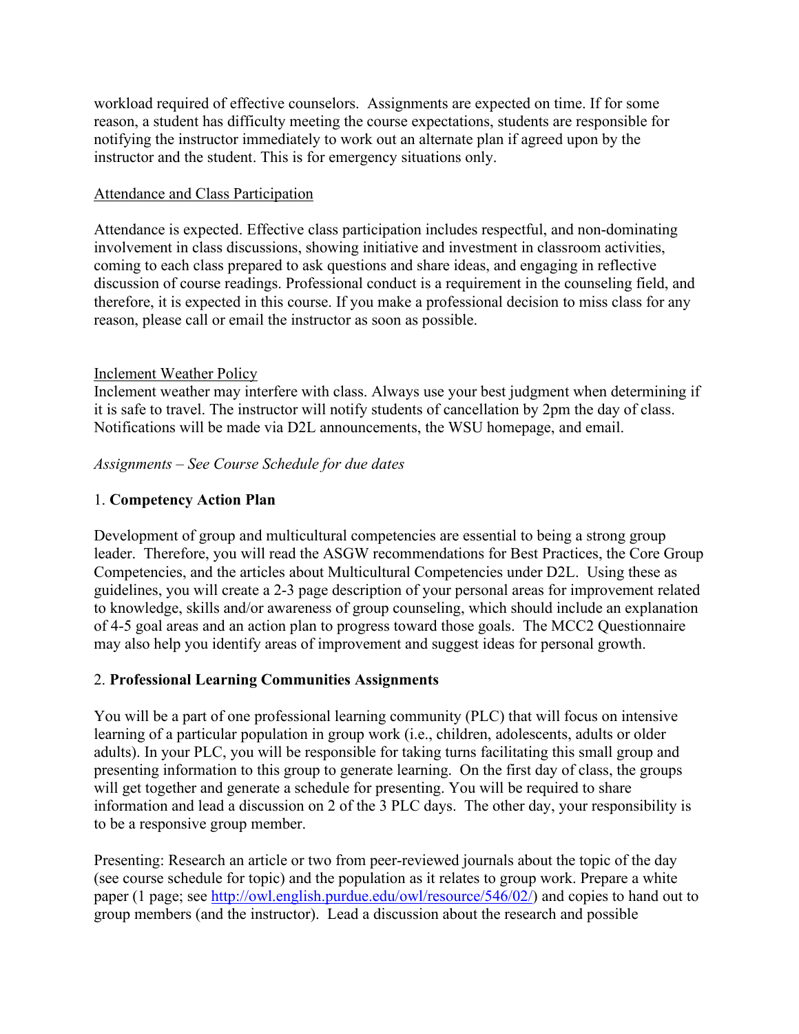workload required of effective counselors. Assignments are expected on time. If for some reason, a student has difficulty meeting the course expectations, students are responsible for notifying the instructor immediately to work out an alternate plan if agreed upon by the instructor and the student. This is for emergency situations only.

Attendance and Class Participation

Attendance is expected. Effective class participation includes respectful, and non-dominating involvement in class discussions, showing initiative and investment in classroom activities, coming to each class prepared to ask questions and share ideas, and engaging in reflective discussion of course readings. Professional conduct is a requirement in the counseling field, and therefore, it is expected in this course. If you make a professional decision to miss class for any reason, please call or email the instructor as soon as possible.

Inclement Weather Policy

Inclement weather may interfere with class. Always use your best judgment when determining if it is safe to travel. The instructor will notify students of cancellation by 2pm the day of class. Notifications will be made via D2L announcements, the WSU homepage, and email.

*Assignments – See Course Schedule for due dates*

1. **Competency Action Plan**

Development of group and multicultural competencies are essential to being a strong group leader. Therefore, you will read the ASGW recommendations for Best Practices, the Core Group Competencies, and the articles about Multicultural Competencies under D2L. Using these as guidelines, you will create a 2-3 page description of your personal areas for improvement related to knowledge, skills and/or awareness of group counseling, which should include an explanation of 4-5 goal areas and an action plan to progress toward those goals. The MCC2 Questionnaire may also help you identify areas of improvement and suggest ideas for personal growth.

2. **Professional Learning Communities Assignments**

You will be a part of one professional learning community (PLC) that will focus on intensive learning of a particular population in group work (i.e., children, adolescents, adults or older adults). In your PLC, you will be responsible for taking turns facilitating this small group and presenting information to this group to generate learning. On the first day of class, the groups will get together and generate a schedule for presenting. You will be required to share information and lead a discussion on 2 of the 3 PLC days. The other day, your responsibility is to be a responsive group member.

Presenting: Research an article or two from peer-reviewed journals about the topic of the day (see course schedule for topic) and the population as it relates to group work. Prepare a white paper (1 page; see http://owl.english.purdue.edu/owl/resource/546/02/) and copies to hand out to group members (and the instructor). Lead a discussion about the research and possible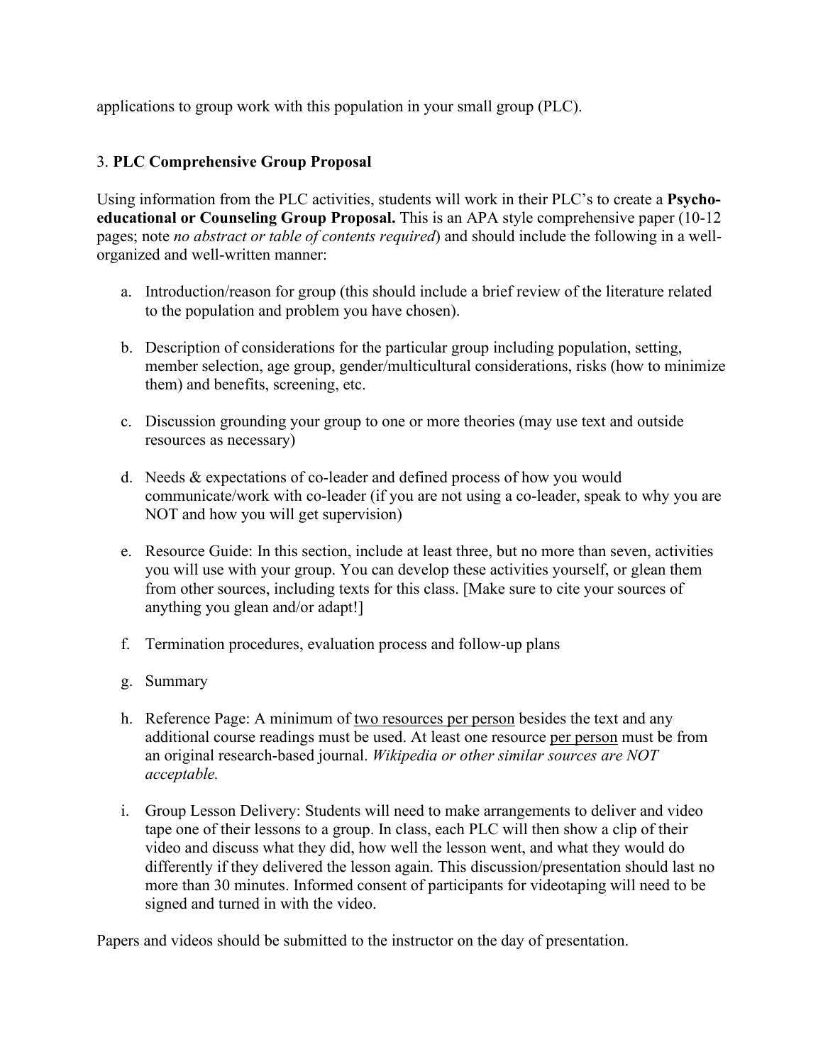applications to group work with this population in your small group (PLC).

3. **PLC Comprehensive Group Proposal**

Using information from the PLC activities, students will work in their PLC's to create a **Psycho-educational or Counseling Group Proposal.** This is an APA style comprehensive paper (10-12 pages; note *no abstract or table of contents required*) and should include the following in a well-organized and well-written manner:

a. Introduction/reason for group (this should include a brief review of the literature related to the population and problem you have chosen).

b. Description of considerations for the particular group including population, setting, member selection, age group, gender/multicultural considerations, risks (how to minimize them) and benefits, screening, etc.

c. Discussion grounding your group to one or more theories (may use text and outside resources as necessary)

d. Needs & expectations of co-leader and defined process of how you would communicate/work with co-leader (if you are not using a co-leader, speak to why you are NOT and how you will get supervision)

e. Resource Guide: In this section, include at least three, but no more than seven, activities you will use with your group. You can develop these activities yourself, or glean them from other sources, including texts for this class. [Make sure to cite your sources of anything you glean and/or adapt!]

f. Termination procedures, evaluation process and follow-up plans

g. Summary

h. Reference Page: A minimum of <u>two resources per person</u> besides the text and any additional course readings must be used. At least one resource <u>per person</u> must be from an original research-based journal. *Wikipedia or other similar sources are NOT acceptable.*

i. Group Lesson Delivery: Students will need to make arrangements to deliver and video tape one of their lessons to a group. In class, each PLC will then show a clip of their video and discuss what they did, how well the lesson went, and what they would do differently if they delivered the lesson again. This discussion/presentation should last no more than 30 minutes. Informed consent of participants for videotaping will need to be signed and turned in with the video.

Papers and videos should be submitted to the instructor on the day of presentation.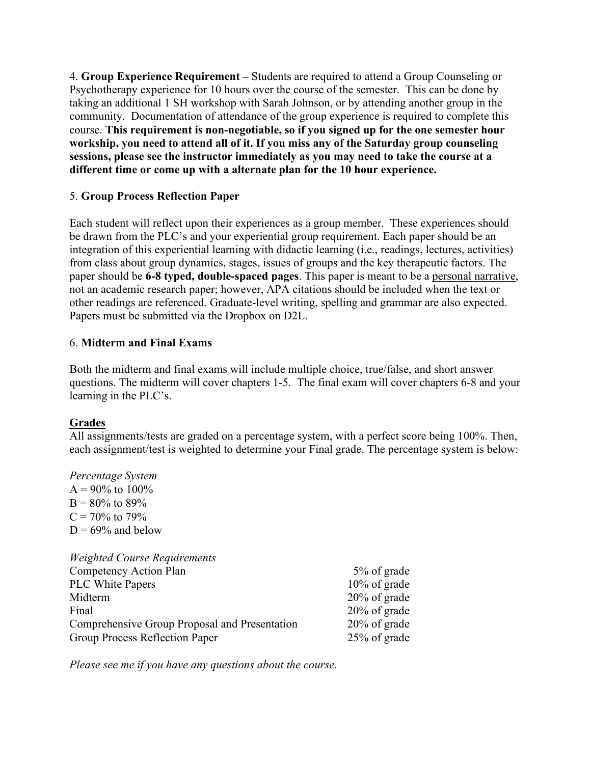4. **Group Experience Requirement –** Students are required to attend a Group Counseling or Psychotherapy experience for 10 hours over the course of the semester. This can be done by taking an additional 1 SH workshop with Sarah Johnson, or by attending another group in the community. Documentation of attendance of the group experience is required to complete this course. **This requirement is non-negotiable, so if you signed up for the one semester hour workshop, you need to attend all of it. If you miss any of the Saturday group counseling sessions, please see the instructor immediately as you may need to take the course at a different time or come up with a alternate plan for the 10 hour experience.**

5. **Group Process Reflection Paper**

Each student will reflect upon their experiences as a group member. These experiences should be drawn from the PLC's and your experiential group requirement. Each paper should be an integration of this experiential learning with didactic learning (i.e., readings, lectures, activities) from class about group dynamics, stages, issues of groups and the key therapeutic factors. The paper should be **6-8 typed, double-spaced pages**. This paper is meant to be a <u>personal narrative</u>, not an academic research paper; however, APA citations should be included when the text or other readings are referenced. Graduate-level writing, spelling and grammar are also expected. Papers must be submitted via the Dropbox on D2L.

6. **Midterm and Final Exams**

Both the midterm and final exams will include multiple choice, true/false, and short answer questions. The midterm will cover chapters 1-5. The final exam will cover chapters 6-8 and your learning in the PLC's.

**<u>Grades</u>**
All assignments/tests are graded on a percentage system, with a perfect score being 100%. Then, each assignment/test is weighted to determine your Final grade. The percentage system is below:

*Percentage System*
A = 90% to 100%
B = 80% to 89%
C = 70% to 79%
D = 69% and below

*Weighted Course Requirements*

| | |
|---|---|
| Competency Action Plan | 5% of grade |
| PLC White Papers | 10% of grade |
| Midterm | 20% of grade |
| Final | 20% of grade |
| Comprehensive Group Proposal and Presentation | 20% of grade |
| Group Process Reflection Paper | 25% of grade |

*Please see me if you have any questions about the course.*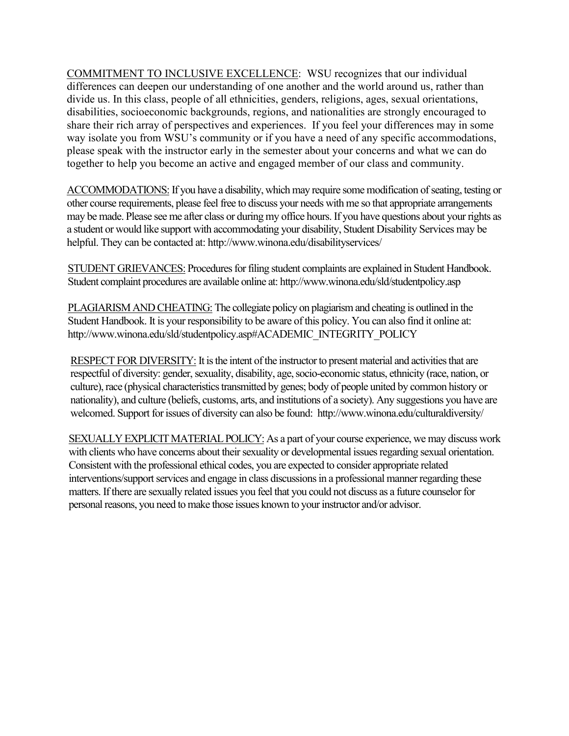COMMITMENT TO INCLUSIVE EXCELLENCE: WSU recognizes that our individual differences can deepen our understanding of one another and the world around us, rather than divide us. In this class, people of all ethnicities, genders, religions, ages, sexual orientations, disabilities, socioeconomic backgrounds, regions, and nationalities are strongly encouraged to share their rich array of perspectives and experiences. If you feel your differences may in some way isolate you from WSU's community or if you have a need of any specific accommodations, please speak with the instructor early in the semester about your concerns and what we can do together to help you become an active and engaged member of our class and community.

ACCOMMODATIONS: If you have a disability, which may require some modification of seating, testing or other course requirements, please feel free to discuss your needs with me so that appropriate arrangements may be made. Please see me after class or during my office hours. If you have questions about your rights as a student or would like support with accommodating your disability, Student Disability Services may be helpful. They can be contacted at: http://www.winona.edu/disabilityservices/

STUDENT GRIEVANCES: Procedures for filing student complaints are explained in Student Handbook. Student complaint procedures are available online at: http://www.winona.edu/sld/studentpolicy.asp

PLAGIARISM AND CHEATING: The collegiate policy on plagiarism and cheating is outlined in the Student Handbook. It is your responsibility to be aware of this policy. You can also find it online at: http://www.winona.edu/sld/studentpolicy.asp#ACADEMIC_INTEGRITY_POLICY

RESPECT FOR DIVERSITY: It is the intent of the instructor to present material and activities that are respectful of diversity: gender, sexuality, disability, age, socio-economic status, ethnicity (race, nation, or culture), race (physical characteristics transmitted by genes; body of people united by common history or nationality), and culture (beliefs, customs, arts, and institutions of a society). Any suggestions you have are welcomed. Support for issues of diversity can also be found: http://www.winona.edu/culturaldiversity/

SEXUALLY EXPLICIT MATERIAL POLICY: As a part of your course experience, we may discuss work with clients who have concerns about their sexuality or developmental issues regarding sexual orientation. Consistent with the professional ethical codes, you are expected to consider appropriate related interventions/support services and engage in class discussions in a professional manner regarding these matters. If there are sexually related issues you feel that you could not discuss as a future counselor for personal reasons, you need to make those issues known to your instructor and/or advisor.